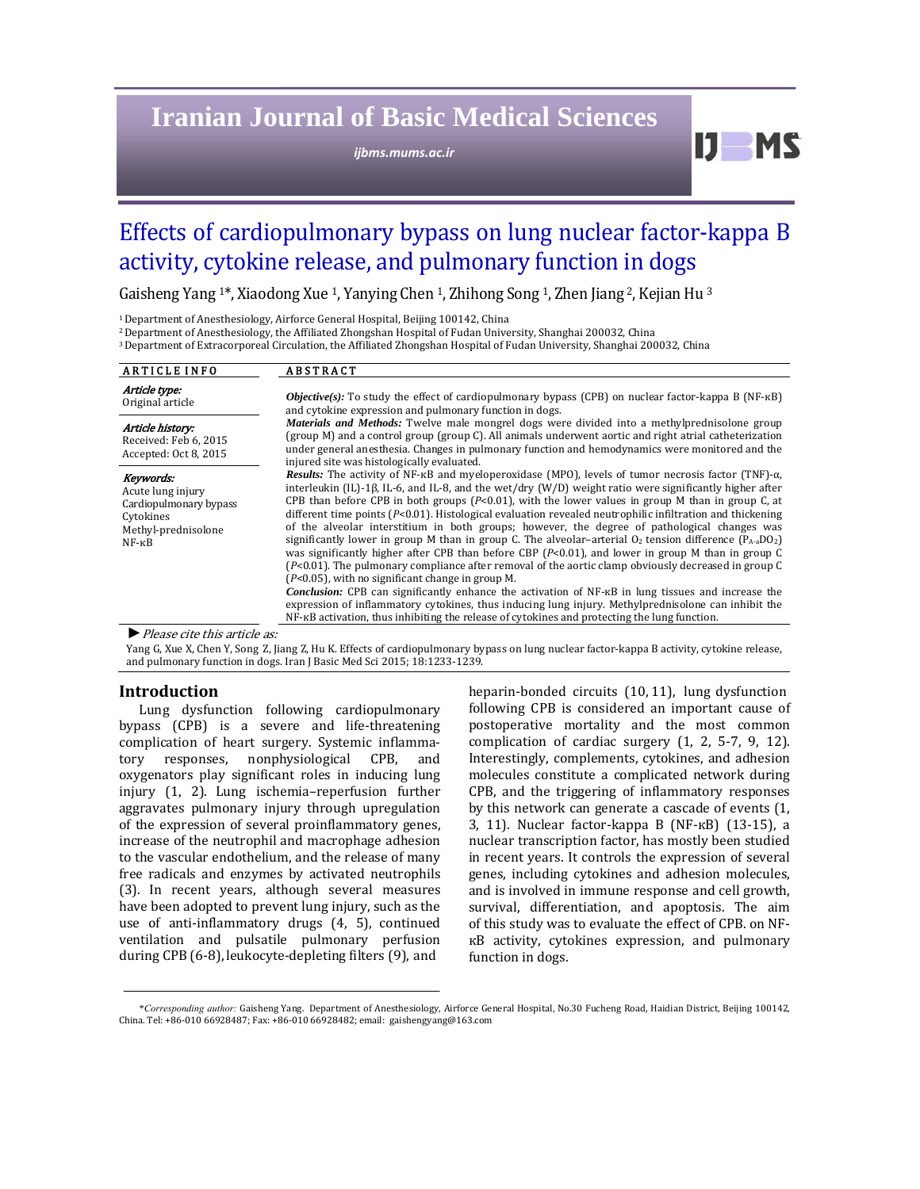# Effects of cardiopulmonary bypass on lung nuclear factor-kappa B activity, cytokine release, and pulmonary function in dogs

Gaisheng Yang [1]*, Xiaodong Xue [1], Yanying Chen [1], Zhihong Song [1], Zhen Jiang [2], Kejian Hu [3]

[1] Department of Anesthesiology, Airforce General Hospital, Beijing 100142, China
[2] Department of Anesthesiology, the Affiliated Zhongshan Hospital of Fudan University, Shanghai 200032, China
[3] Department of Extracorporeal Circulation, the Affiliated Zhongshan Hospital of Fudan University, Shanghai 200032, China

**ARTICLE INFO**

*Article type:*
Original article

*Article history:*
Received: Feb 6, 2015
Accepted: Oct 8, 2015

*Keywords:*
Acute lung injury
Cardiopulmonary bypass
Cytokines
Methyl-prednisolone
NF-κB

**ABSTRACT**

***Objective(s):*** To study the effect of cardiopulmonary bypass (CPB) on nuclear factor-kappa B (NF-κB) and cytokine expression and pulmonary function in dogs.

***Materials and Methods:*** Twelve male mongrel dogs were divided into a methylprednisolone group (group M) and a control group (group C). All animals underwent aortic and right atrial catheterization under general anesthesia. Changes in pulmonary function and hemodynamics were monitored and the injured site was histologically evaluated.

***Results:*** The activity of NF-κB and myeloperoxidase (MPO), levels of tumor necrosis factor (TNF)-α, interleukin (IL)-1β, IL-6, and IL-8, and the wet/dry (W/D) weight ratio were significantly higher after CPB than before CPB in both groups (*P*<0.01), with the lower values in group M than in group C, at different time points (*P*<0.01). Histological evaluation revealed neutrophilic infiltration and thickening of the alveolar interstitium in both groups; however, the degree of pathological changes was significantly lower in group M than in group C. The alveolar–arterial $O_2$ tension difference ($P_{A\text{-}a}DO_2$) was significantly higher after CPB than before CBP (*P*<0.01), and lower in group M than in group C (*P*<0.01). The pulmonary compliance after removal of the aortic clamp obviously decreased in group C (*P*<0.05), with no significant change in group M.

***Conclusion:*** CPB can significantly enhance the activation of NF-κB in lung tissues and increase the expression of inflammatory cytokines, thus inducing lung injury. Methylprednisolone can inhibit the NF-κB activation, thus inhibiting the release of cytokines and protecting the lung function.

► *Please cite this article as:*

Yang G, Xue X, Chen Y, Song Z, Jiang Z, Hu K. Effects of cardiopulmonary bypass on lung nuclear factor-kappa B activity, cytokine release, and pulmonary function in dogs. Iran J Basic Med Sci 2015; 18:1233-1239.

## Introduction

Lung dysfunction following cardiopulmonary bypass (CPB) is a severe and life-threatening complication of heart surgery. Systemic inflammatory responses, nonphysiological CPB, and oxygenators play significant roles in inducing lung injury (1, 2). Lung ischemia–reperfusion further aggravates pulmonary injury through upregulation of the expression of several proinflammatory genes, increase of the neutrophil and macrophage adhesion to the vascular endothelium, and the release of many free radicals and enzymes by activated neutrophils (3). In recent years, although several measures have been adopted to prevent lung injury, such as the use of anti-inflammatory drugs (4, 5), continued ventilation and pulsatile pulmonary perfusion during CPB (6-8), leukocyte-depleting filters (9), and heparin-bonded circuits (10, 11), lung dysfunction following CPB is considered an important cause of postoperative mortality and the most common complication of cardiac surgery (1, 2, 5-7, 9, 12). Interestingly, complements, cytokines, and adhesion molecules constitute a complicated network during CPB, and the triggering of inflammatory responses by this network can generate a cascade of events (1, 3, 11). Nuclear factor-kappa B (NF-κB) (13-15), a nuclear transcription factor, has mostly been studied in recent years. It controls the expression of several genes, including cytokines and adhesion molecules, and is involved in immune response and cell growth, survival, differentiation, and apoptosis. The aim of this study was to evaluate the effect of CPB. on NF-κB activity, cytokines expression, and pulmonary function in dogs.

*\*Corresponding author:* Gaisheng Yang. Department of Anesthesiology, Airforce General Hospital, No.30 Fucheng Road, Haidian District, Beijing 100142, China. Tel: +86-010 66928487; Fax: +86-010 66928482; email: gaishengyang@163.com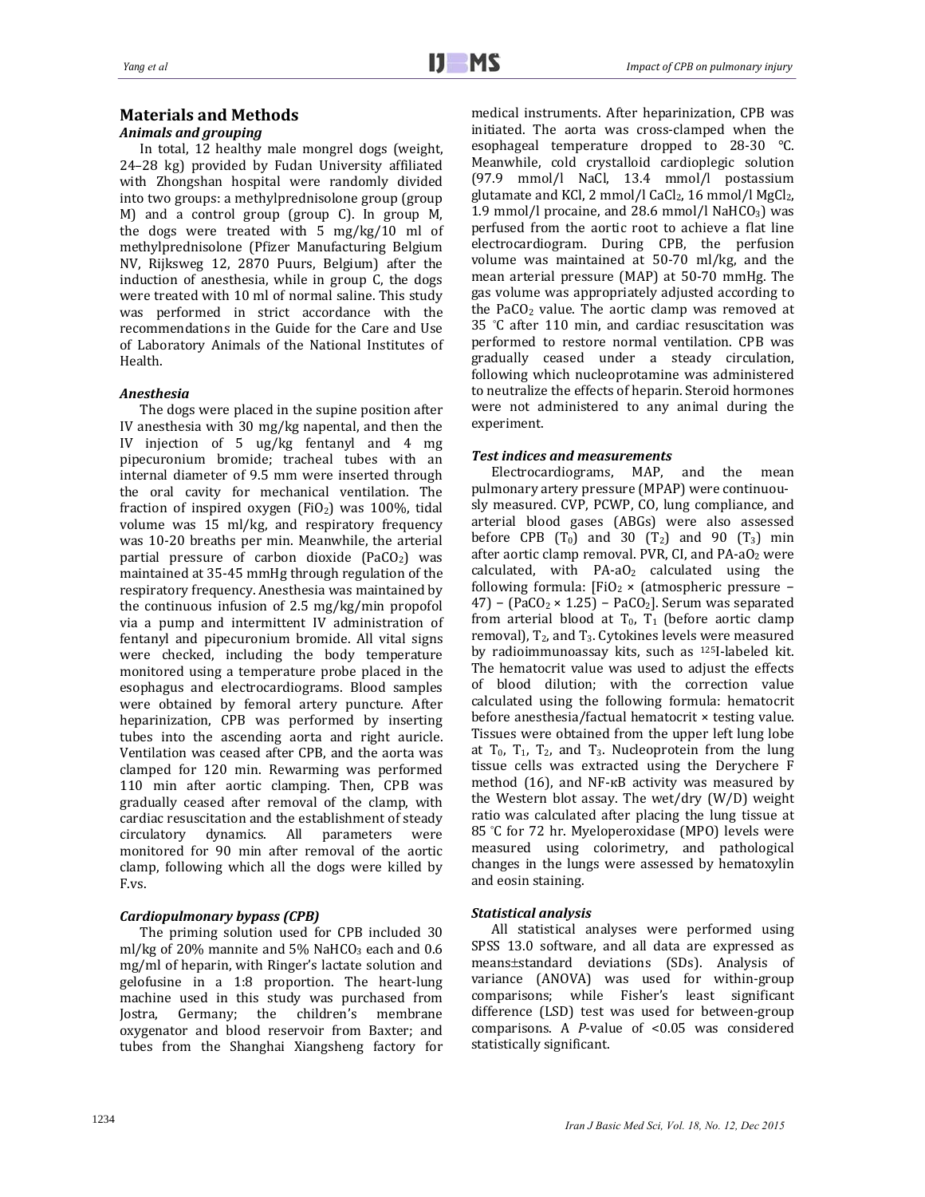## Materials and Methods

### *Animals and grouping*

In total, 12 healthy male mongrel dogs (weight, 24–28 kg) provided by Fudan University affiliated with Zhongshan hospital were randomly divided into two groups: a methylprednisolone group (group M) and a control group (group C). In group M, the dogs were treated with 5 mg/kg/10 ml of methylprednisolone (Pfizer Manufacturing Belgium NV, Rijksweg 12, 2870 Puurs, Belgium) after the induction of anesthesia, while in group C, the dogs were treated with 10 ml of normal saline. This study was performed in strict accordance with the recommendations in the Guide for the Care and Use of Laboratory Animals of the National Institutes of Health.

### *Anesthesia*

The dogs were placed in the supine position after IV anesthesia with 30 mg/kg napental, and then the IV injection of 5 ug/kg fentanyl and 4 mg pipecuronium bromide; tracheal tubes with an internal diameter of 9.5 mm were inserted through the oral cavity for mechanical ventilation. The fraction of inspired oxygen ($FiO_2$) was 100%, tidal volume was 15 ml/kg, and respiratory frequency was 10-20 breaths per min. Meanwhile, the arterial partial pressure of carbon dioxide ($PaCO_2$) was maintained at 35-45 mmHg through regulation of the respiratory frequency. Anesthesia was maintained by the continuous infusion of 2.5 mg/kg/min propofol via a pump and intermittent IV administration of fentanyl and pipecuronium bromide. All vital signs were checked, including the body temperature monitored using a temperature probe placed in the esophagus and electrocardiograms. Blood samples were obtained by femoral artery puncture. After heparinization, CPB was performed by inserting tubes into the ascending aorta and right auricle. Ventilation was ceased after CPB, and the aorta was clamped for 120 min. Rewarming was performed 110 min after aortic clamping. Then, CPB was gradually ceased after removal of the clamp, with cardiac resuscitation and the establishment of steady circulatory dynamics. All parameters were monitored for 90 min after removal of the aortic clamp, following which all the dogs were killed by F.vs.

### *Cardiopulmonary bypass (CPB)*

The priming solution used for CPB included 30 ml/kg of 20% mannite and 5% $NaHCO_3$ each and 0.6 mg/ml of heparin, with Ringer's lactate solution and gelofusine in a 1:8 proportion. The heart-lung machine used in this study was purchased from Jostra, Germany; the children's membrane oxygenator and blood reservoir from Baxter; and tubes from the Shanghai Xiangsheng factory for medical instruments. After heparinization, CPB was initiated. The aorta was cross-clamped when the esophageal temperature dropped to 28-30 °C. Meanwhile, cold crystalloid cardioplegic solution (97.9 mmol/l NaCl, 13.4 mmol/l postassium glutamate and KCl, 2 mmol/l $CaCl_2$, 16 mmol/l $MgCl_2$, 1.9 mmol/l procaine, and 28.6 mmol/l $NaHCO_3$) was perfused from the aortic root to achieve a flat line electrocardiogram. During CPB, the perfusion volume was maintained at 50-70 ml/kg, and the mean arterial pressure (MAP) at 50-70 mmHg. The gas volume was appropriately adjusted according to the $PaCO_2$ value. The aortic clamp was removed at 35 °C after 110 min, and cardiac resuscitation was performed to restore normal ventilation. CPB was gradually ceased under a steady circulation, following which nucleoprotamine was administered to neutralize the effects of heparin. Steroid hormones were not administered to any animal during the experiment.

### *Test indices and measurements*

Electrocardiograms, MAP, and the mean pulmonary artery pressure (MPAP) were continuously measured. CVP, PCWP, CO, lung compliance, and arterial blood gases (ABGs) were also assessed before CPB ($T_0$) and 30 ($T_2$) and 90 ($T_3$) min after aortic clamp removal. PVR, CI, and $PA\text{-}aO_2$ were calculated, with $PA\text{-}aO_2$ calculated using the following formula: $[FiO_2 \times (\text{atmospheric pressure} - 47) - (PaCO_2 \times 1.25) - PaCO_2]$. Serum was separated from arterial blood at $T_0$, $T_1$ (before aortic clamp removal), $T_2$, and $T_3$. Cytokines levels were measured by radioimmunoassay kits, such as $^{125}$I-labeled kit. The hematocrit value was used to adjust the effects of blood dilution; with the correction value calculated using the following formula: hematocrit before anesthesia/factual hematocrit × testing value. Tissues were obtained from the upper left lung lobe at $T_0$, $T_1$, $T_2$, and $T_3$. Nucleoprotein from the lung tissue cells was extracted using the Derychere F method (16), and NF-κB activity was measured by the Western blot assay. The wet/dry (W/D) weight ratio was calculated after placing the lung tissue at 85 °C for 72 hr. Myeloperoxidase (MPO) levels were measured using colorimetry, and pathological changes in the lungs were assessed by hematoxylin and eosin staining.

### *Statistical analysis*

All statistical analyses were performed using SPSS 13.0 software, and all data are expressed as means±standard deviations (SDs). Analysis of variance (ANOVA) was used for within-group comparisons; while Fisher's least significant difference (LSD) test was used for between-group comparisons. A *P*-value of <0.05 was considered statistically significant.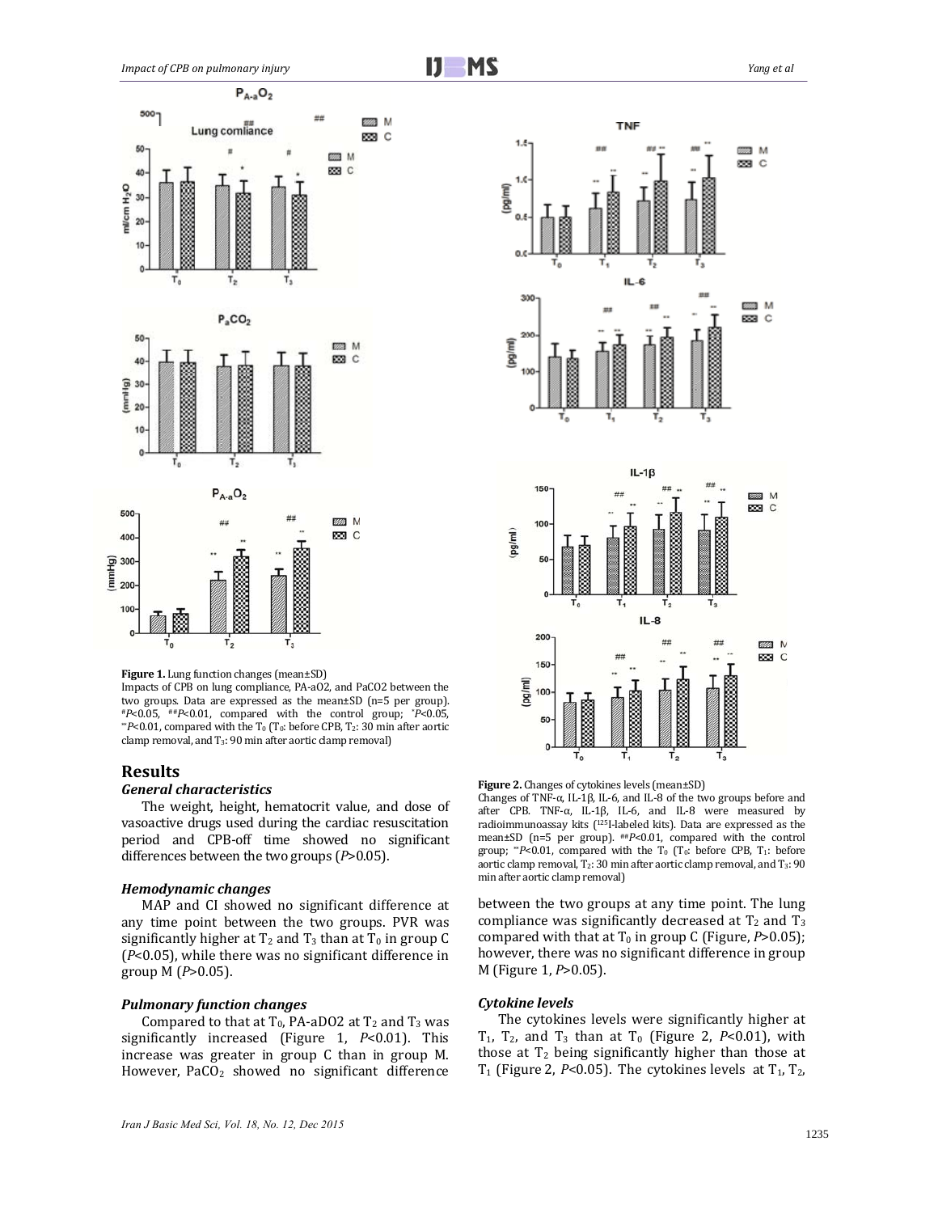**Figure 1.** Lung function changes (mean±SD)
Impacts of CPB on lung compliance, PA-aO2, and PaCO2 between the two groups. Data are expressed as the mean±SD (n=5 per group). #$P$<0.05, ##$P$<0.01, compared with the control group; *$P$<0.05, **$P$<0.01, compared with the $T_0$ ($T_0$: before CPB, $T_2$: 30 min after aortic clamp removal, and $T_3$: 90 min after aortic clamp removal)

**Figure 2.** Changes of cytokines levels (mean±SD)
Changes of TNF-α, IL-1β, IL-6, and IL-8 of the two groups before and after CPB. TNF-α, IL-1β, IL-6, and IL-8 were measured by radioimmunoassay kits ($^{125}$I-labeled kits). Data are expressed as the mean±SD (n=5 per group). ##$P$<0.01, compared with the control group; **$P$<0.01, compared with the $T_0$ ($T_0$: before CPB, $T_1$: before aortic clamp removal, $T_2$: 30 min after aortic clamp removal, and $T_3$: 90 min after aortic clamp removal)

## Results

### General characteristics

The weight, height, hematocrit value, and dose of vasoactive drugs used during the cardiac resuscitation period and CPB-off time showed no significant differences between the two groups ($P$>0.05).

### Hemodynamic changes

MAP and CI showed no significant difference at any time point between the two groups. PVR was significantly higher at $T_2$ and $T_3$ than at $T_0$ in group C ($P$<0.05), while there was no significant difference in group M ($P$>0.05).

### Pulmonary function changes

Compared to that at $T_0$, PA-aDO2 at $T_2$ and $T_3$ was significantly increased (Figure 1, $P$<0.01). This increase was greater in group C than in group M. However, $PaCO_2$ showed no significant difference between the two groups at any time point. The lung compliance was significantly decreased at $T_2$ and $T_3$ compared with that at $T_0$ in group C (Figure, $P$>0.05); however, there was no significant difference in group M (Figure 1, $P$>0.05).

### Cytokine levels

The cytokines levels were significantly higher at $T_1$, $T_2$, and $T_3$ than at $T_0$ (Figure 2, $P$<0.01), with those at $T_2$ being significantly higher than those at $T_1$ (Figure 2, $P$<0.05). The cytokines levels at $T_1$, $T_2$,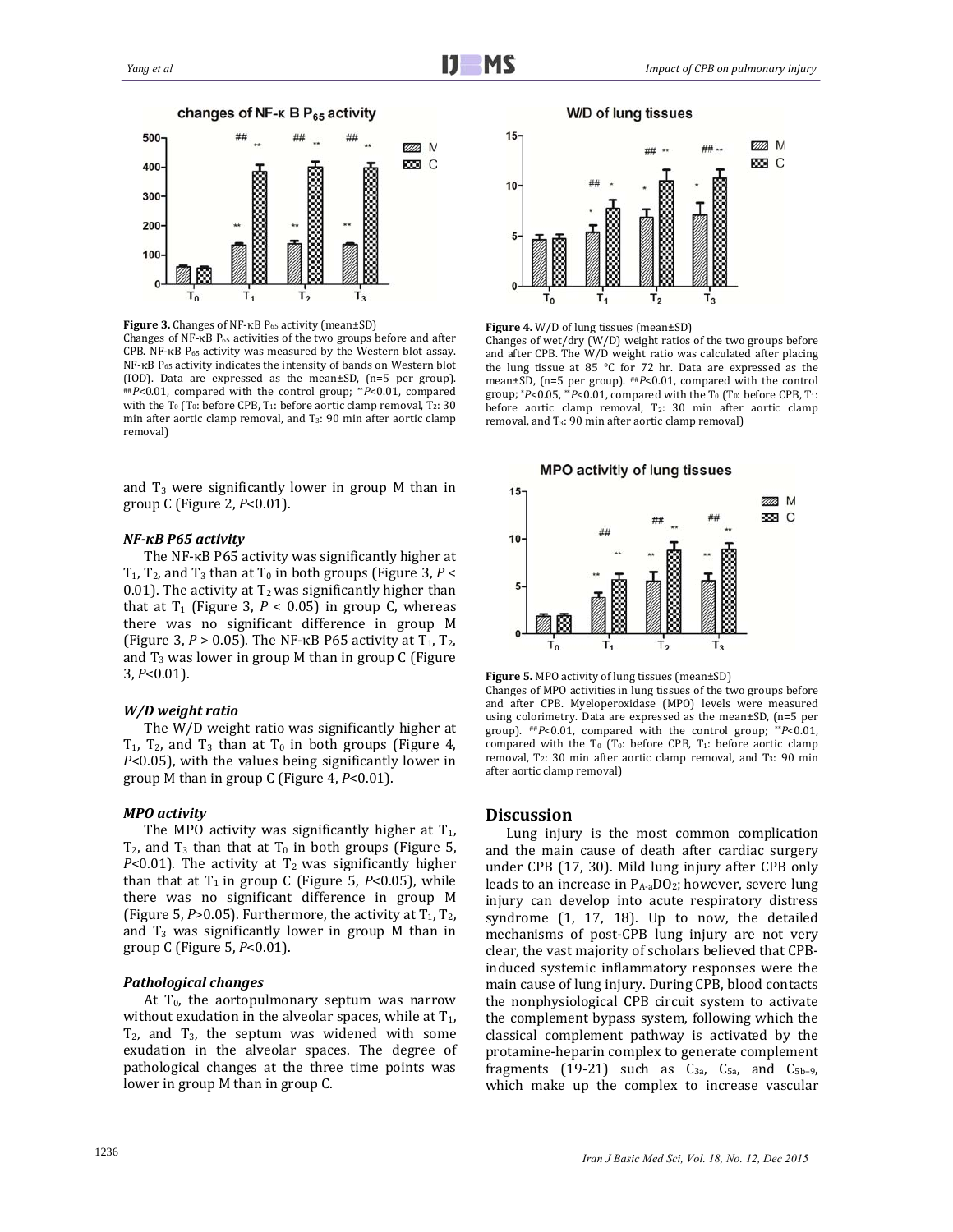**Figure 3.** Changes of NF-κB $P_{65}$ activity (mean±SD)
Changes of NF-κB $P_{65}$ activities of the two groups before and after CPB. NF-κB $P_{65}$ activity was measured by the Western blot assay. NF-κB $P_{65}$ activity indicates the intensity of bands on Western blot (IOD). Data are expressed as the mean±SD, (n=5 per group). ##$P$<0.01, compared with the control group; **$P$<0.01, compared with the $T_0$ ($T_0$: before CPB, $T_1$: before aortic clamp removal, $T_2$: 30 min after aortic clamp removal, and $T_3$: 90 min after aortic clamp removal)

**Figure 4.** W/D of lung tissues (mean±SD)
Changes of wet/dry (W/D) weight ratios of the two groups before and after CPB. The W/D weight ratio was calculated after placing the lung tissue at 85 °C for 72 hr. Data are expressed as the mean±SD, (n=5 per group). ##$P$<0.01, compared with the control group; *$P$<0.05, **$P$<0.01, compared with the $T_0$ ($T_0$: before CPB, $T_1$: before aortic clamp removal, $T_2$: 30 min after aortic clamp removal, and $T_3$: 90 min after aortic clamp removal)

and $T_3$ were significantly lower in group M than in group C (Figure 2, $P$<0.01).

### *NF-κB P65 activity*

The NF-κB P65 activity was significantly higher at $T_1$, $T_2$, and $T_3$ than at $T_0$ in both groups (Figure 3, $P$ < 0.01). The activity at $T_2$ was significantly higher than that at $T_1$ (Figure 3, $P$ < 0.05) in group C, whereas there was no significant difference in group M (Figure 3, $P$ > 0.05). The NF-κB P65 activity at $T_1$, $T_2$, and $T_3$ was lower in group M than in group C (Figure 3, $P$<0.01).

### *W/D weight ratio*

The W/D weight ratio was significantly higher at $T_1$, $T_2$, and $T_3$ than at $T_0$ in both groups (Figure 4, $P$<0.05), with the values being significantly lower in group M than in group C (Figure 4, $P$<0.01).

### *MPO activity*

The MPO activity was significantly higher at $T_1$, $T_2$, and $T_3$ than that at $T_0$ in both groups (Figure 5, $P$<0.01). The activity at $T_2$ was significantly higher than that at $T_1$ in group C (Figure 5, $P$<0.05), while there was no significant difference in group M (Figure 5, $P$>0.05). Furthermore, the activity at $T_1$, $T_2$, and $T_3$ was significantly lower in group M than in group C (Figure 5, $P$<0.01).

### *Pathological changes*

At $T_0$, the aortopulmonary septum was narrow without exudation in the alveolar spaces, while at $T_1$, $T_2$, and $T_3$, the septum was widened with some exudation in the alveolar spaces. The degree of pathological changes at the three time points was lower in group M than in group C.

**Figure 5.** MPO activity of lung tissues (mean±SD)
Changes of MPO activities in lung tissues of the two groups before and after CPB. Myeloperoxidase (MPO) levels were measured using colorimetry. Data are expressed as the mean±SD, (n=5 per group). ##$P$<0.01, compared with the control group; **$P$<0.01, compared with the $T_0$ ($T_0$: before CPB, $T_1$: before aortic clamp removal, $T_2$: 30 min after aortic clamp removal, and $T_3$: 90 min after aortic clamp removal)

## Discussion

Lung injury is the most common complication and the main cause of death after cardiac surgery under CPB (17, 30). Mild lung injury after CPB only leads to an increase in $P_{A\text{-}a}DO_2$; however, severe lung injury can develop into acute respiratory distress syndrome (1, 17, 18). Up to now, the detailed mechanisms of post-CPB lung injury are not very clear, the vast majority of scholars believed that CPB-induced systemic inflammatory responses were the main cause of lung injury. During CPB, blood contacts the nonphysiological CPB circuit system to activate the complement bypass system, following which the classical complement pathway is activated by the protamine-heparin complex to generate complement fragments (19-21) such as $C_{3a}$, $C_{5a}$, and $C_{5b\text{-}9}$, which make up the complex to increase vascular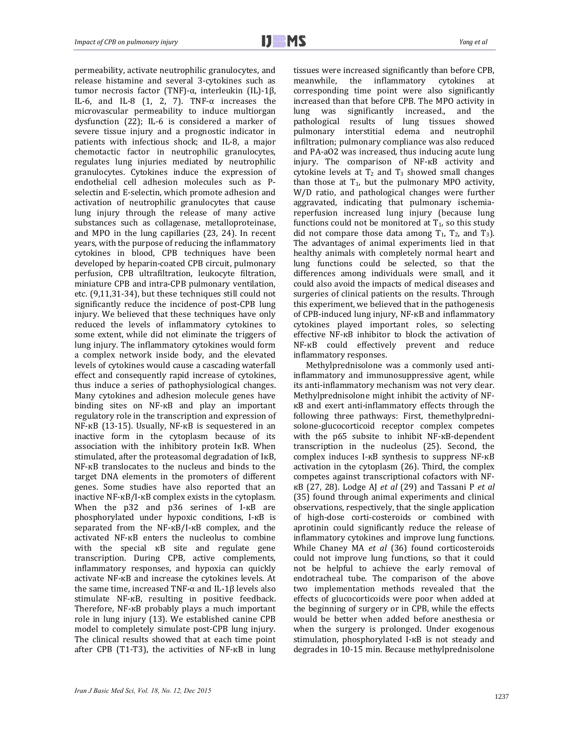permeability, activate neutrophilic granulocytes, and release histamine and several 3-cytokines such as tumor necrosis factor (TNF)-α, interleukin (IL)-1β, IL-6, and IL-8 (1, 2, 7). TNF-α increases the microvascular permeability to induce multiorgan dysfunction (22); IL-6 is considered a marker of severe tissue injury and a prognostic indicator in patients with infectious shock; and IL-8, a major chemotactic factor in neutrophilic granulocytes, regulates lung injuries mediated by neutrophilic granulocytes. Cytokines induce the expression of endothelial cell adhesion molecules such as P-selectin and E-selectin, which promote adhesion and activation of neutrophilic granulocytes that cause lung injury through the release of many active substances such as collagenase, metalloproteinase, and MPO in the lung capillaries (23, 24). In recent years, with the purpose of reducing the inflammatory cytokines in blood, CPB techniques have been developed by heparin-coated CPB circuit, pulmonary perfusion, CPB ultrafiltration, leukocyte filtration, miniature CPB and intra-CPB pulmonary ventilation, etc. (9,11,31-34), but these techniques still could not significantly reduce the incidence of post-CPB lung injury. We believed that these techniques have only reduced the levels of inflammatory cytokines to some extent, while did not eliminate the triggers of lung injury. The inflammatory cytokines would form a complex network inside body, and the elevated levels of cytokines would cause a cascading waterfall effect and consequently rapid increase of cytokines, thus induce a series of pathophysiological changes. Many cytokines and adhesion molecule genes have binding sites on NF-κB and play an important regulatory role in the transcription and expression of NF-κB (13-15). Usually, NF-κB is sequestered in an inactive form in the cytoplasm because of its association with the inhibitory protein IκB. When stimulated, after the proteasomal degradation of IκB, NF-κB translocates to the nucleus and binds to the target DNA elements in the promoters of different genes. Some studies have also reported that an inactive NF-κB/I-κB complex exists in the cytoplasm. When the p32 and p36 serines of I-κB are phosphorylated under hypoxic conditions, I-κB is separated from the NF-κB/I-κB complex, and the activated NF-κB enters the nucleolus to combine with the special κB site and regulate gene transcription. During CPB, active complements, inflammatory responses, and hypoxia can quickly activate NF-κB and increase the cytokines levels. At the same time, increased TNF-α and IL-1β levels also stimulate NF-κB, resulting in positive feedback. Therefore, NF-κB probably plays a much important role in lung injury (13). We established canine CPB model to completely simulate post-CPB lung injury. The clinical results showed that at each time point after CPB (T1-T3), the activities of NF-κB in lung tissues were increased significantly than before CPB, meanwhile, the inflammatory cytokines at corresponding time point were also significantly increased than that before CPB. The MPO activity in lung was significantly increased., and the pathological results of lung tissues showed pulmonary interstitial edema and neutrophil infiltration; pulmonary compliance was also reduced and PA-aO2 was increased, thus inducing acute lung injury. The comparison of NF-κB activity and cytokine levels at $T_2$ and $T_3$ showed small changes than those at $T_1$, but the pulmonary MPO activity, W/D ratio, and pathological changes were further aggravated, indicating that pulmonary ischemia-reperfusion increased lung injury (because lung functions could not be monitored at $T_1$, so this study did not compare those data among $T_1$, $T_2$, and $T_3$). The advantages of animal experiments lied in that healthy animals with completely normal heart and lung functions could be selected, so that the differences among individuals were small, and it could also avoid the impacts of medical diseases and surgeries of clinical patients on the results. Through this experiment, we believed that in the pathogenesis of CPB-induced lung injury, NF-κB and inflammatory cytokines played important roles, so selecting effective NF-κB inhibitor to block the activation of NF-κB could effectively prevent and reduce inflammatory responses.

Methylprednisolone was a commonly used anti-inflammatory and immunosuppressive agent, while its anti-inflammatory mechanism was not very clear. Methylprednisolone might inhibit the activity of NF-κB and exert anti-inflammatory effects through the following three pathways: First, themethylprednisolone-glucocorticoid receptor complex competes with the p65 subsite to inhibit NF-κB-dependent transcription in the nucleolus (25). Second, the complex induces I-κB synthesis to suppress NF-κB activation in the cytoplasm (26). Third, the complex competes against transcriptional cofactors with NF-κB (27, 28). Lodge AJ *et al* (29) and Tassani P *et al* (35) found through animal experiments and clinical observations, respectively, that the single application of high-dose corti-costeroids or combined with aprotinin could significantly reduce the release of inflammatory cytokines and improve lung functions. While Chaney MA *et al* (36) found corticosteroids could not improve lung functions, so that it could not be helpful to achieve the early removal of endotracheal tube. The comparison of the above two implementation methods revealed that the effects of glucocorticoids were poor when added at the beginning of surgery or in CPB, while the effects would be better when added before anesthesia or when the surgery is prolonged. Under exogenous stimulation, phosphorylated I-κB is not steady and degrades in 10-15 min. Because methylprednisolone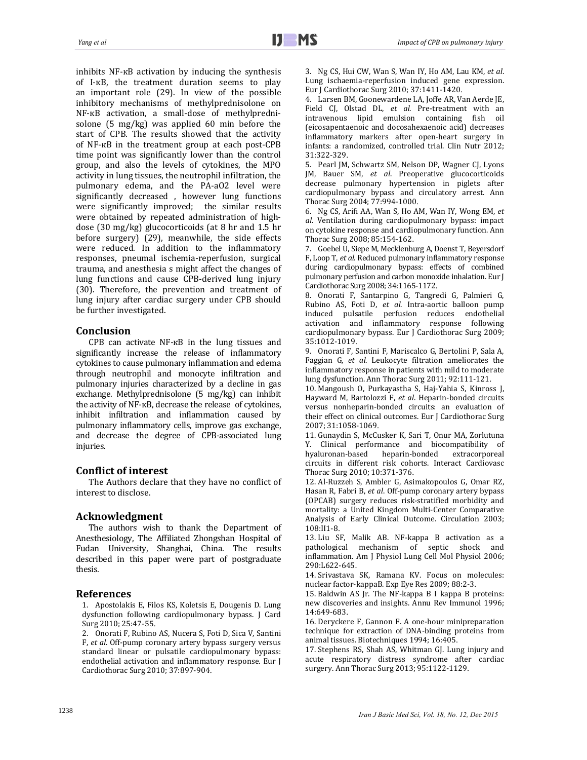inhibits NF-κB activation by inducing the synthesis of I-κB, the treatment duration seems to play an important role (29). In view of the possible inhibitory mechanisms of methylprednisolone on NF-κB activation, a small-dose of methylprednisolone (5 mg/kg) was applied 60 min before the start of CPB. The results showed that the activity of NF-κB in the treatment group at each post-CPB time point was significantly lower than the control group, and also the levels of cytokines, the MPO activity in lung tissues, the neutrophil infiltration, the pulmonary edema, and the PA-aO2 level were significantly decreased , however lung functions were significantly improved; the similar results were obtained by repeated administration of high-dose (30 mg/kg) glucocorticoids (at 8 hr and 1.5 hr before surgery) (29), meanwhile, the side effects were reduced. In addition to the inflammatory responses, pneumal ischemia-reperfusion, surgical trauma, and anesthesia s might affect the changes of lung functions and cause CPB-derived lung injury (30). Therefore, the prevention and treatment of lung injury after cardiac surgery under CPB should be further investigated.

## Conclusion

CPB can activate NF-κB in the lung tissues and significantly increase the release of inflammatory cytokines to cause pulmonary inflammation and edema through neutrophil and monocyte infiltration and pulmonary injuries characterized by a decline in gas exchange. Methylprednisolone (5 mg/kg) can inhibit the activity of NF-κB, decrease the release of cytokines, inhibit infiltration and inflammation caused by pulmonary inflammatory cells, improve gas exchange, and decrease the degree of CPB-associated lung injuries.

## Conflict of interest

The Authors declare that they have no conflict of interest to disclose.

## Acknowledgment

The authors wish to thank the Department of Anesthesiology, The Affiliated Zhongshan Hospital of Fudan University, Shanghai, China. The results described in this paper were part of postgraduate thesis.

## References

1. Apostolakis E, Filos KS, Koletsis E, Dougenis D. Lung dysfunction following cardiopulmonary bypass. J Card Surg 2010; 25:47-55.
2. Onorati F, Rubino AS, Nucera S, Foti D, Sica V, Santini F, *et al*. Off-pump coronary artery bypass surgery versus standard linear or pulsatile cardiopulmonary bypass: endothelial activation and inflammatory response. Eur J Cardiothorac Surg 2010; 37:897-904.
3. Ng CS, Hui CW, Wan S, Wan IY, Ho AM, Lau KM, *et al*. Lung ischaemia-reperfusion induced gene expression. Eur J Cardiothorac Surg 2010; 37:1411-1420.
4. Larsen BM, Goonewardene LA, Joffe AR, Van Aerde JE, Field CJ, Olstad DL, *et al*. Pre-treatment with an intravenous lipid emulsion containing fish oil (eicosapentaenoic and docosahexaenoic acid) decreases inflammatory markers after open-heart surgery in infants: a randomized, controlled trial. Clin Nutr 2012; 31:322-329.
5. Pearl JM, Schwartz SM, Nelson DP, Wagner CJ, Lyons JM, Bauer SM, *et al*. Preoperative glucocorticoids decrease pulmonary hypertension in piglets after cardiopulmonary bypass and circulatory arrest. Ann Thorac Surg 2004; 77:994-1000.
6. Ng CS, Arifi AA, Wan S, Ho AM, Wan IY, Wong EM, *et al*. Ventilation during cardiopulmonary bypass: impact on cytokine response and cardiopulmonary function. Ann Thorac Surg 2008; 85:154-162.
7. Goebel U, Siepe M, Mecklenburg A, Doenst T, Beyersdorf F, Loop T, *et al*. Reduced pulmonary inflammatory response during cardiopulmonary bypass: effects of combined pulmonary perfusion and carbon monoxide inhalation. Eur J Cardiothorac Surg 2008; 34:1165-1172.
8. Onorati F, Santarpino G, Tangredi G, Palmieri G, Rubino AS, Foti D, *et al*. Intra-aortic balloon pump induced pulsatile perfusion reduces endothelial activation and inflammatory response following cardiopulmonary bypass. Eur J Cardiothorac Surg 2009; 35:1012-1019.
9. Onorati F, Santini F, Mariscalco G, Bertolini P, Sala A, Faggian G, *et al*. Leukocyte filtration ameliorates the inflammatory response in patients with mild to moderate lung dysfunction. Ann Thorac Surg 2011; 92:111-121.
10. Mangoush O, Purkayastha S, Haj-Yahia S, Kinross J, Hayward M, Bartolozzi F, *et al*. Heparin-bonded circuits versus nonheparin-bonded circuits: an evaluation of their effect on clinical outcomes. Eur J Cardiothorac Surg 2007; 31:1058-1069.
11. Gunaydin S, McCusker K, Sari T, Onur MA, Zorlutuna Y. Clinical performance and biocompatibility of hyaluronan-based heparin-bonded extracorporeal circuits in different risk cohorts. Interact Cardiovasc Thorac Surg 2010; 10:371-376.
12. Al-Ruzzeh S, Ambler G, Asimakopoulos G, Omar RZ, Hasan R, Fabri B, *et al*. Off-pump coronary artery bypass (OPCAB) surgery reduces risk-stratified morbidity and mortality: a United Kingdom Multi-Center Comparative Analysis of Early Clinical Outcome. Circulation 2003; 108:II1-8.
13. Liu SF, Malik AB. NF-kappa B activation as a pathological mechanism of septic shock and inflammation. Am J Physiol Lung Cell Mol Physiol 2006; 290:L622-645.
14. Srivastava SK, Ramana KV. Focus on molecules: nuclear factor-kappaB. Exp Eye Res 2009; 88:2-3.
15. Baldwin AS Jr. The NF-kappa B I kappa B proteins: new discoveries and insights. Annu Rev Immunol 1996; 14:649-683.
16. Deryckere F, Gannon F. A one-hour minipreparation technique for extraction of DNA-binding proteins from animal tissues. Biotechniques 1994; 16:405.
17. Stephens RS, Shah AS, Whitman GJ. Lung injury and acute respiratory distress syndrome after cardiac surgery. Ann Thorac Surg 2013; 95:1122-1129.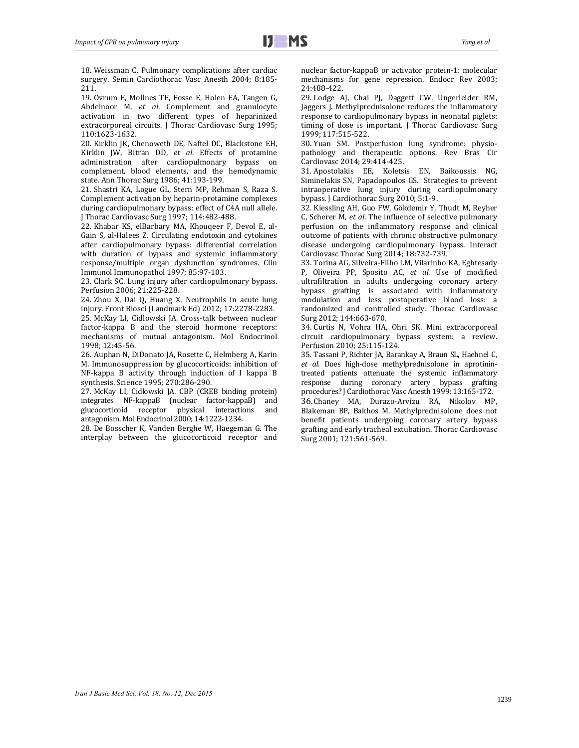18. Weissman C. Pulmonary complications after cardiac surgery. Semin Cardiothorac Vasc Anesth 2004; 8:185-211.

19. Ovrum E, Mollnes TE, Fosse E, Holen EA, Tangen G, Abdelnoor M, *et al*. Complement and granulocyte activation in two different types of heparinized extracorporeal circuits. J Thorac Cardiovasc Surg 1995; 110:1623-1632.

20. Kirklin JK, Chenoweth DE, Naftel DC, Blackstone EH, Kirklin JW, Bitran DD, *et al*. Effects of protamine administration after cardiopulmonary bypass on complement, blood elements, and the hemodynamic state. Ann Thorac Surg 1986; 41:193-199.

21. Shastri KA, Logue GL, Stern MP, Rehman S, Raza S. Complement activation by heparin-protamine complexes during cardiopulmonary bypass: effect of C4A null allele. J Thorac Cardiovasc Surg 1997; 114:482-488.

22. Khabar KS, elBarbary MA, Khouqeer F, Devol E, al-Gain S, al-Halees Z. Circulating endotoxin and cytokines after cardiopulmonary bypass: differential correlation with duration of bypass and systemic inflammatory response/multiple organ dysfunction syndromes. Clin Immunol Immunopathol 1997; 85:97-103.

23. Clark SC. Lung injury after cardiopulmonary bypass. Perfusion 2006; 21:225-228.

24. Zhou X, Dai Q, Huang X. Neutrophils in acute lung injury. Front Biosci (Landmark Ed) 2012; 17:2278-2283.

25. McKay LI, Cidlowski JA. Cross-talk between nuclear factor-kappa B and the steroid hormone receptors: mechanisms of mutual antagonism. Mol Endocrinol 1998; 12:45-56.

26. Auphan N, DiDonato JA, Rosette C, Helmberg A, Karin M. Immunosuppression by glucocorticoids: inhibition of NF-kappa B activity through induction of I kappa B synthesis. Science 1995; 270:286-290.

27. McKay LI, Cidlowski JA. CBP (CREB binding protein) integrates NF-kappaB (nuclear factor-kappaB) and glucocorticoid receptor physical interactions and antagonism. Mol Endocrinol 2000; 14:1222-1234.

28. De Bosscher K, Vanden Berghe W, Haegeman G. The interplay between the glucocorticoid receptor and nuclear factor-kappaB or activator protein-1: molecular mechanisms for gene repression. Endocr Rev 2003; 24:488-422.

29. Lodge AJ, Chai PJ, Daggett CW, Ungerleider RM, Jaggers J. Methylprednisolone reduces the inflammatory response to cardiopulmonary bypass in neonatal piglets: timing of dose is important. J Thorac Cardiovasc Surg 1999; 117:515-522.

30. Yuan SM. Postperfusion lung syndrome: physiopathology and therapeutic options. Rev Bras Cir Cardiovasc 2014; 29:414-425.

31. Apostolakis EE, Koletsis EN, Baikoussis NG, Siminelakis SN, Papadopoulos GS. Strategies to prevent intraoperative lung injury during cardiopulmonary bypass. J Cardiothorac Surg 2010; 5:1-9.

32. Kiessling AH, Guo FW, Gökdemir Y, Thudt M, Reyher C, Scherer M, *et al*. The influence of selective pulmonary perfusion on the inflammatory response and clinical outcome of patients with chronic obstructive pulmonary disease undergoing cardiopulmonary bypass. Interact Cardiovasc Thorac Surg 2014; 18:732-739.

33. Torina AG, Silveira-Filho LM, Vilarinho KA, Eghtesady P, Oliveira PP, Sposito AC, *et al*. Use of modified ultrafiltration in adults undergoing coronary artery bypass grafting is associated with inflammatory modulation and less postoperative blood loss: a randomized and controlled study. Thorac Cardiovasc Surg 2012; 144:663-670.

34. Curtis N, Vohra HA, Ohri SK. Mini extracorporeal circuit cardiopulmonary bypass system: a review. Perfusion 2010; 25:115-124.

35. Tassani P, Richter JA, Barankay A, Braun SL, Haehnel C, *et al*. Does high-dose methylprednisolone in aprotinin-treated patients attenuate the systemic inflammatory response during coronary artery bypass grafting procedures? J Cardiothorac Vasc Anesth 1999; 13:165-172.

36. Chaney MA, Durazo-Arvizu RA, Nikolov MP, Blakeman BP, Bakhos M. Methylprednisolone does not benefit patients undergoing coronary artery bypass grafting and early tracheal extubation. Thorac Cardiovasc Surg 2001; 121:561-569.